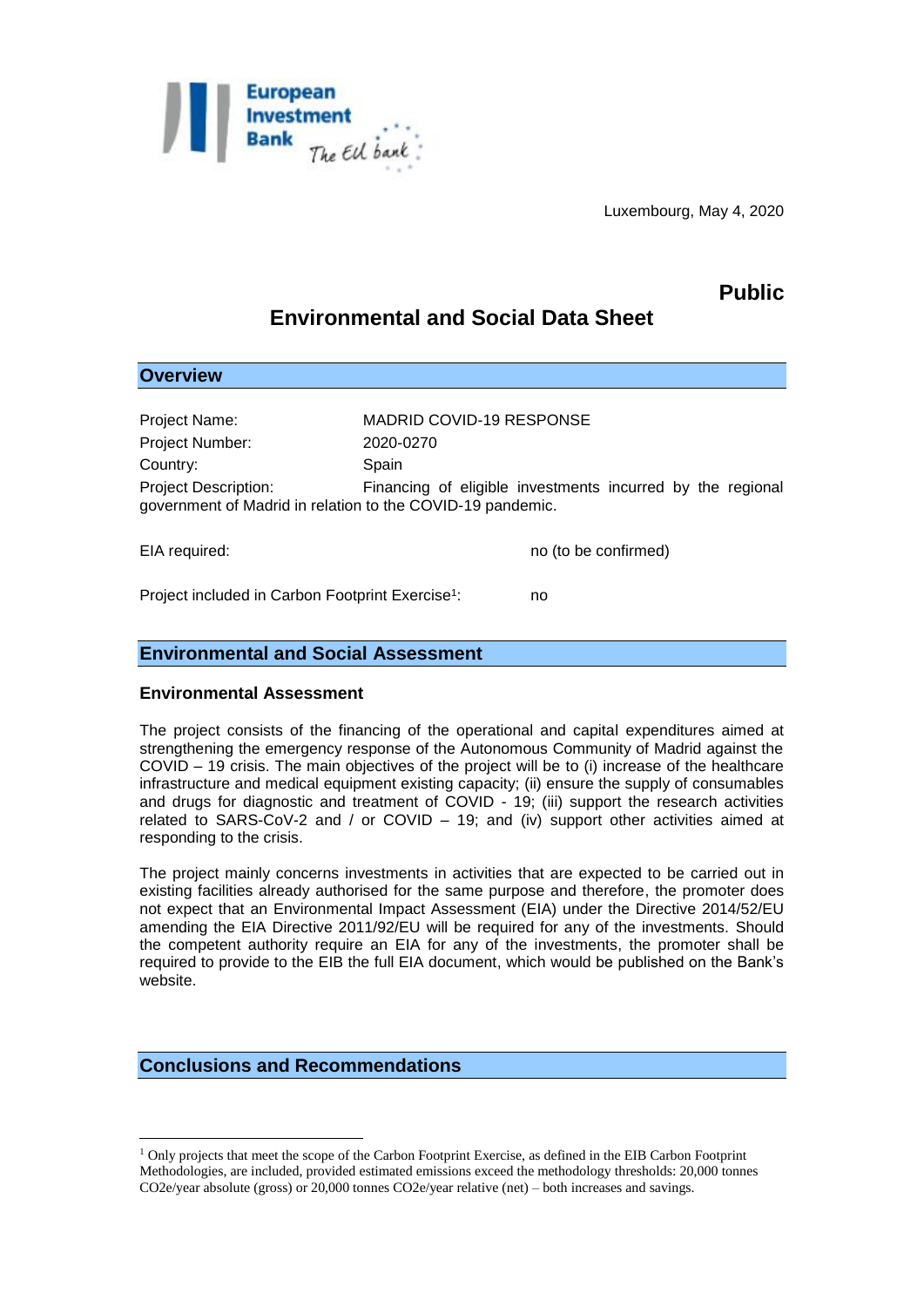Luxembourg, May 4, 2020

**Public**

# Environmental and Social Data Sheet

## Overview

Project Name: MADRID COVID-19 RESPONSE

Project Number: 2020-0270

Country: Spain

Project Description: Financing of eligible investments incurred by the regional government of Madrid in relation to the COVID-19 pandemic.

EIA required: no (to be confirmed)

Project included in Carbon Footprint Exercise[1]: no

## Environmental and Social Assessment

### Environmental Assessment

The project consists of the financing of the operational and capital expenditures aimed at strengthening the emergency response of the Autonomous Community of Madrid against the COVID – 19 crisis. The main objectives of the project will be to (i) increase of the healthcare infrastructure and medical equipment existing capacity; (ii) ensure the supply of consumables and drugs for diagnostic and treatment of COVID - 19; (iii) support the research activities related to SARS-CoV-2 and / or COVID – 19; and (iv) support other activities aimed at responding to the crisis.

The project mainly concerns investments in activities that are expected to be carried out in existing facilities already authorised for the same purpose and therefore, the promoter does not expect that an Environmental Impact Assessment (EIA) under the Directive 2014/52/EU amending the EIA Directive 2011/92/EU will be required for any of the investments. Should the competent authority require an EIA for any of the investments, the promoter shall be required to provide to the EIB the full EIA document, which would be published on the Bank's website.

## Conclusions and Recommendations

[1] Only projects that meet the scope of the Carbon Footprint Exercise, as defined in the EIB Carbon Footprint Methodologies, are included, provided estimated emissions exceed the methodology thresholds: 20,000 tonnes $CO_2e$/year absolute (gross) or 20,000 tonnes $CO_2e$/year relative (net) – both increases and savings.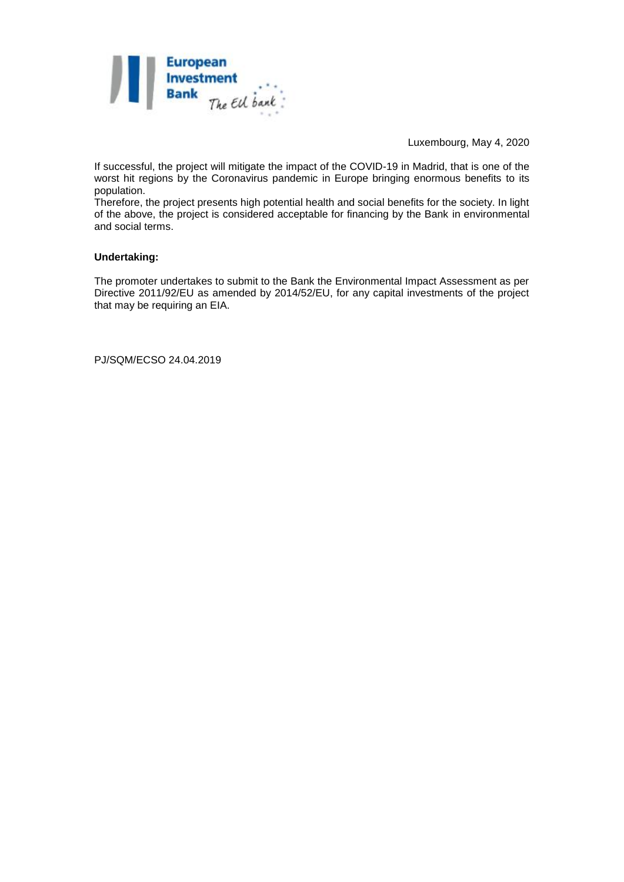Luxembourg, May 4, 2020

If successful, the project will mitigate the impact of the COVID-19 in Madrid, that is one of the worst hit regions by the Coronavirus pandemic in Europe bringing enormous benefits to its population.

Therefore, the project presents high potential health and social benefits for the society. In light of the above, the project is considered acceptable for financing by the Bank in environmental and social terms.

**Undertaking:**

The promoter undertakes to submit to the Bank the Environmental Impact Assessment as per Directive 2011/92/EU as amended by 2014/52/EU, for any capital investments of the project that may be requiring an EIA.

PJ/SQM/ECSO 24.04.2019